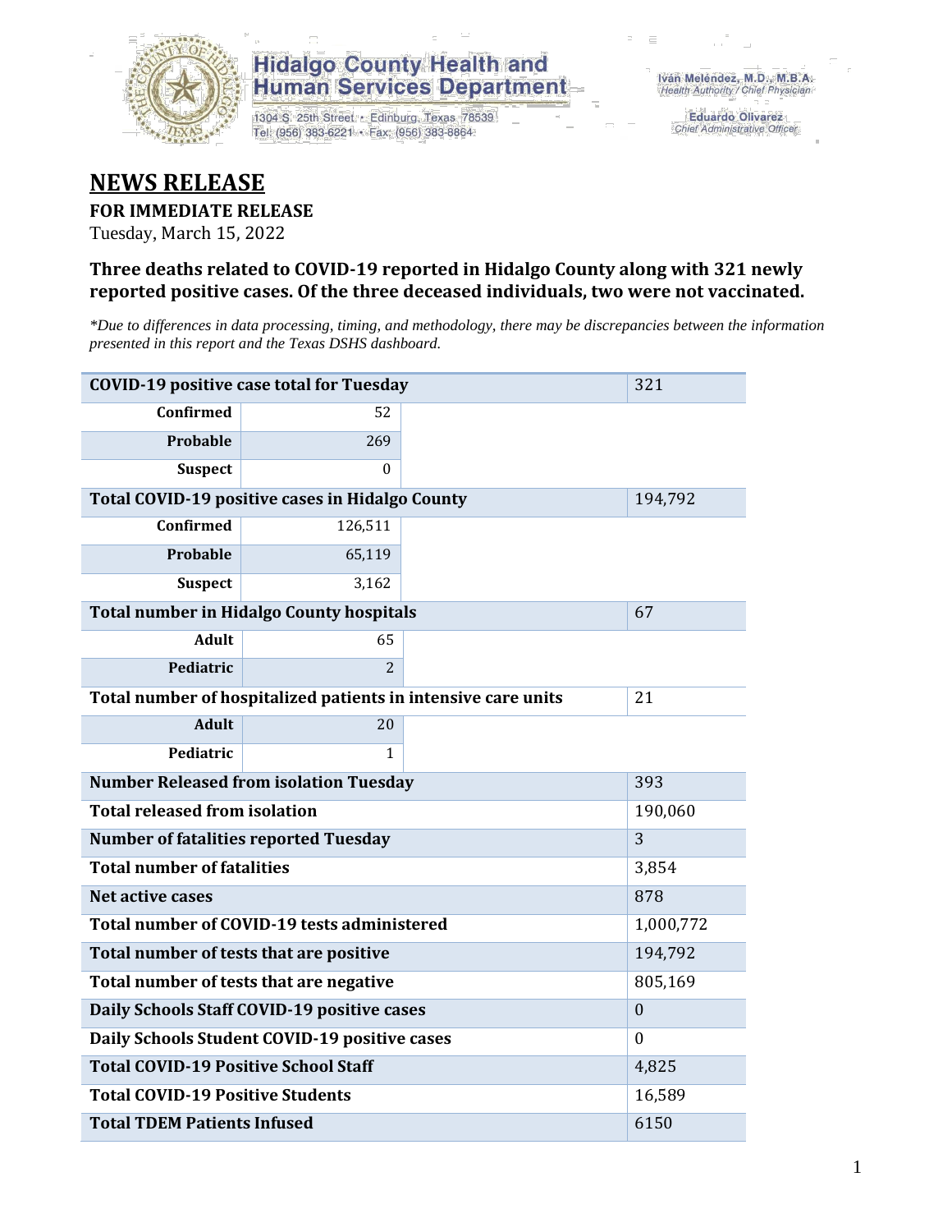Hidalgo County Health and Human Services Department

1304 S. 25th Street • Edinburg, Texas 78539
Tel: (956) 383-6221 • Fax: (956) 383-8864

Iván Meléndez, M.D., M.B.A.
*Health Authority / Chief Physician*

Eduardo Olivarez
*Chief Administrative Officer*

# NEWS RELEASE

**FOR IMMEDIATE RELEASE**

Tuesday, March 15, 2022

### Three deaths related to COVID-19 reported in Hidalgo County along with 321 newly reported positive cases. Of the three deceased individuals, two were not vaccinated.

*\*Due to differences in data processing, timing, and methodology, there may be discrepancies between the information presented in this report and the Texas DSHS dashboard.*

| COVID-19 positive case total for Tuesday | | | 321 |
|---|---|---|---|
| **Confirmed** | 52 | | |
| **Probable** | 269 | | |
| **Suspect** | 0 | | |
| **Total COVID-19 positive cases in Hidalgo County** | | | 194,792 |
| **Confirmed** | 126,511 | | |
| **Probable** | 65,119 | | |
| **Suspect** | 3,162 | | |
| **Total number in Hidalgo County hospitals** | | | 67 |
| **Adult** | 65 | | |
| **Pediatric** | 2 | | |
| **Total number of hospitalized patients in intensive care units** | | | 21 |
| **Adult** | 20 | | |
| **Pediatric** | 1 | | |
| **Number Released from isolation Tuesday** | | | 393 |
| **Total released from isolation** | | | 190,060 |
| **Number of fatalities reported Tuesday** | | | 3 |
| **Total number of fatalities** | | | 3,854 |
| **Net active cases** | | | 878 |
| **Total number of COVID-19 tests administered** | | | 1,000,772 |
| **Total number of tests that are positive** | | | 194,792 |
| **Total number of tests that are negative** | | | 805,169 |
| **Daily Schools Staff COVID-19 positive cases** | | | 0 |
| **Daily Schools Student COVID-19 positive cases** | | | 0 |
| **Total COVID-19 Positive School Staff** | | | 4,825 |
| **Total COVID-19 Positive Students** | | | 16,589 |
| **Total TDEM Patients Infused** | | | 6150 |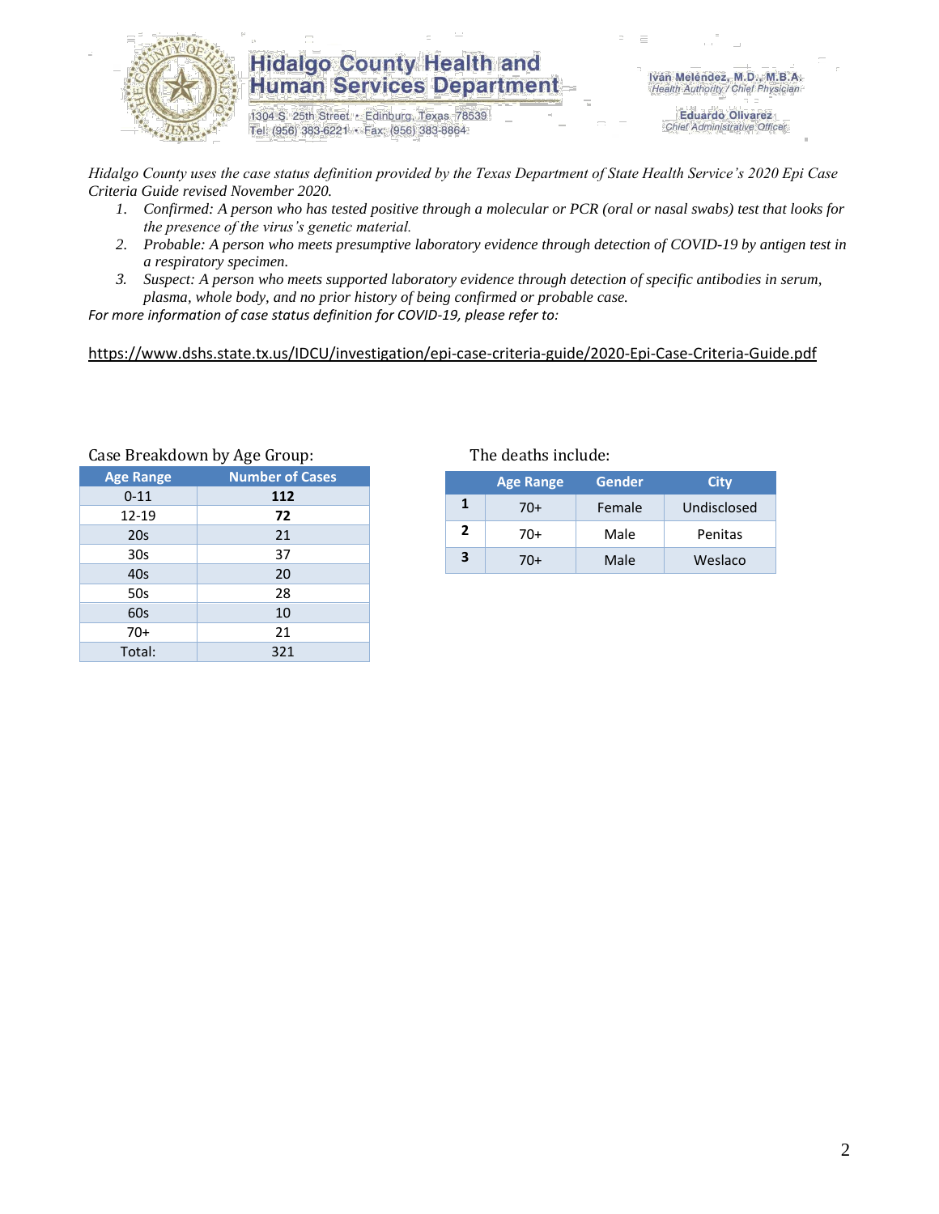*Hidalgo County uses the case status definition provided by the Texas Department of State Health Service's 2020 Epi Case Criteria Guide revised November 2020.*

1. *Confirmed: A person who has tested positive through a molecular or PCR (oral or nasal swabs) test that looks for the presence of the virus's genetic material.*
2. *Probable: A person who meets presumptive laboratory evidence through detection of COVID-19 by antigen test in a respiratory specimen.*
3. *Suspect: A person who meets supported laboratory evidence through detection of specific antibodies in serum, plasma, whole body, and no prior history of being confirmed or probable case.*

*For more information of case status definition for COVID-19, please refer to:*

https://www.dshs.state.tx.us/IDCU/investigation/epi-case-criteria-guide/2020-Epi-Case-Criteria-Guide.pdf

Case Breakdown by Age Group:

| Age Range | Number of Cases |
|---|---|
| 0-11 | **112** |
| 12-19 | **72** |
| 20s | 21 |
| 30s | 37 |
| 40s | 20 |
| 50s | 28 |
| 60s | 10 |
| 70+ | 21 |
| Total: | 321 |

The deaths include:

| | Age Range | Gender | City |
|---|---|---|---|
| **1** | 70+ | Female | Undisclosed |
| **2** | 70+ | Male | Penitas |
| **3** | 70+ | Male | Weslaco |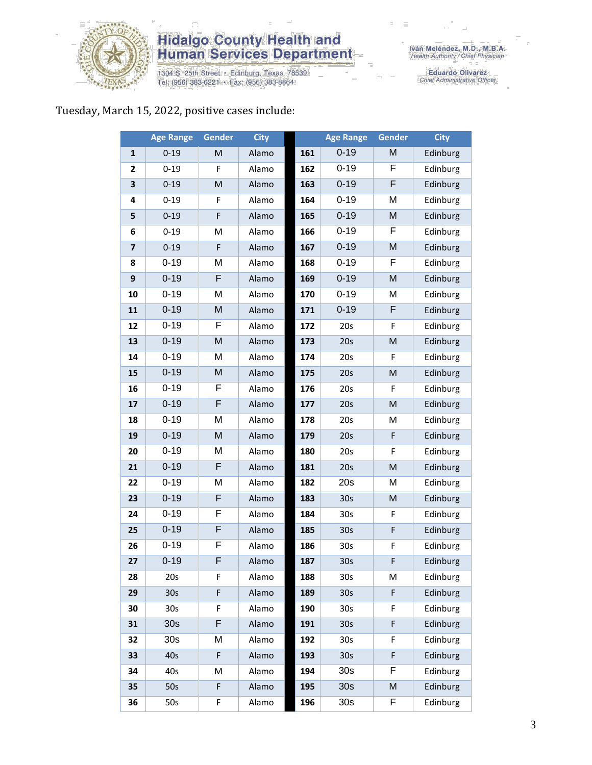# Hidalgo County Health and Human Services Department

1304 S. 25th Street • Edinburg, Texas 78539
Tel: (956) 383-6221 • Fax: (956) 383-8864

Iván Meléndez, M.D., M.B.A.
*Health Authority / Chief Physician*

Eduardo Olivarez
*Chief Administrative Officer*

Tuesday, March 15, 2022, positive cases include:

| | Age Range | Gender | City |
|---|---|---|---|
| 1 | 0-19 | M | Alamo |
| 2 | 0-19 | F | Alamo |
| 3 | 0-19 | M | Alamo |
| 4 | 0-19 | F | Alamo |
| 5 | 0-19 | F | Alamo |
| 6 | 0-19 | M | Alamo |
| 7 | 0-19 | F | Alamo |
| 8 | 0-19 | M | Alamo |
| 9 | 0-19 | F | Alamo |
| 10 | 0-19 | M | Alamo |
| 11 | 0-19 | M | Alamo |
| 12 | 0-19 | F | Alamo |
| 13 | 0-19 | M | Alamo |
| 14 | 0-19 | M | Alamo |
| 15 | 0-19 | M | Alamo |
| 16 | 0-19 | F | Alamo |
| 17 | 0-19 | F | Alamo |
| 18 | 0-19 | M | Alamo |
| 19 | 0-19 | M | Alamo |
| 20 | 0-19 | M | Alamo |
| 21 | 0-19 | F | Alamo |
| 22 | 0-19 | M | Alamo |
| 23 | 0-19 | F | Alamo |
| 24 | 0-19 | F | Alamo |
| 25 | 0-19 | F | Alamo |
| 26 | 0-19 | F | Alamo |
| 27 | 0-19 | F | Alamo |
| 28 | 20s | F | Alamo |
| 29 | 30s | F | Alamo |
| 30 | 30s | F | Alamo |
| 31 | 30s | F | Alamo |
| 32 | 30s | M | Alamo |
| 33 | 40s | F | Alamo |
| 34 | 40s | M | Alamo |
| 35 | 50s | F | Alamo |
| 36 | 50s | F | Alamo |
| 161 | 0-19 | M | Edinburg |
| 162 | 0-19 | F | Edinburg |
| 163 | 0-19 | F | Edinburg |
| 164 | 0-19 | M | Edinburg |
| 165 | 0-19 | M | Edinburg |
| 166 | 0-19 | F | Edinburg |
| 167 | 0-19 | M | Edinburg |
| 168 | 0-19 | F | Edinburg |
| 169 | 0-19 | M | Edinburg |
| 170 | 0-19 | M | Edinburg |
| 171 | 0-19 | F | Edinburg |
| 172 | 20s | F | Edinburg |
| 173 | 20s | M | Edinburg |
| 174 | 20s | F | Edinburg |
| 175 | 20s | M | Edinburg |
| 176 | 20s | F | Edinburg |
| 177 | 20s | M | Edinburg |
| 178 | 20s | M | Edinburg |
| 179 | 20s | F | Edinburg |
| 180 | 20s | F | Edinburg |
| 181 | 20s | M | Edinburg |
| 182 | 20s | M | Edinburg |
| 183 | 30s | M | Edinburg |
| 184 | 30s | F | Edinburg |
| 185 | 30s | F | Edinburg |
| 186 | 30s | F | Edinburg |
| 187 | 30s | F | Edinburg |
| 188 | 30s | M | Edinburg |
| 189 | 30s | F | Edinburg |
| 190 | 30s | F | Edinburg |
| 191 | 30s | F | Edinburg |
| 192 | 30s | F | Edinburg |
| 193 | 30s | F | Edinburg |
| 194 | 30s | F | Edinburg |
| 195 | 30s | M | Edinburg |
| 196 | 30s | F | Edinburg |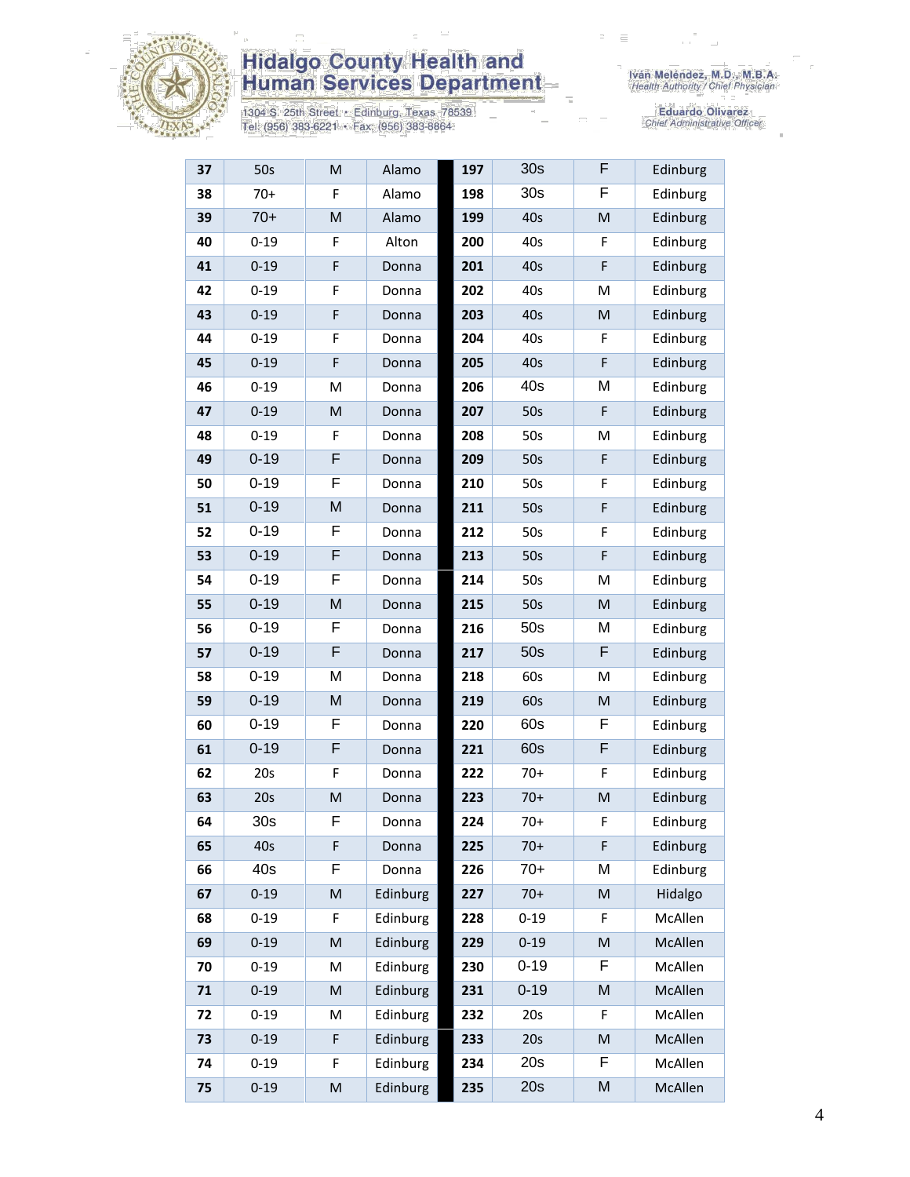| 37 | 50s | M | Alamo | 197 | 30s | F | Edinburg |
|---|---|---|---|---|---|---|---|
| 38 | 70+ | F | Alamo | 198 | 30s | F | Edinburg |
| 39 | 70+ | M | Alamo | 199 | 40s | M | Edinburg |
| 40 | 0-19 | F | Alton | 200 | 40s | F | Edinburg |
| 41 | 0-19 | F | Donna | 201 | 40s | F | Edinburg |
| 42 | 0-19 | F | Donna | 202 | 40s | M | Edinburg |
| 43 | 0-19 | F | Donna | 203 | 40s | M | Edinburg |
| 44 | 0-19 | F | Donna | 204 | 40s | F | Edinburg |
| 45 | 0-19 | F | Donna | 205 | 40s | F | Edinburg |
| 46 | 0-19 | M | Donna | 206 | 40s | M | Edinburg |
| 47 | 0-19 | M | Donna | 207 | 50s | F | Edinburg |
| 48 | 0-19 | F | Donna | 208 | 50s | M | Edinburg |
| 49 | 0-19 | F | Donna | 209 | 50s | F | Edinburg |
| 50 | 0-19 | F | Donna | 210 | 50s | F | Edinburg |
| 51 | 0-19 | M | Donna | 211 | 50s | F | Edinburg |
| 52 | 0-19 | F | Donna | 212 | 50s | F | Edinburg |
| 53 | 0-19 | F | Donna | 213 | 50s | F | Edinburg |
| 54 | 0-19 | F | Donna | 214 | 50s | M | Edinburg |
| 55 | 0-19 | M | Donna | 215 | 50s | M | Edinburg |
| 56 | 0-19 | F | Donna | 216 | 50s | M | Edinburg |
| 57 | 0-19 | F | Donna | 217 | 50s | F | Edinburg |
| 58 | 0-19 | M | Donna | 218 | 60s | M | Edinburg |
| 59 | 0-19 | M | Donna | 219 | 60s | M | Edinburg |
| 60 | 0-19 | F | Donna | 220 | 60s | F | Edinburg |
| 61 | 0-19 | F | Donna | 221 | 60s | F | Edinburg |
| 62 | 20s | F | Donna | 222 | 70+ | F | Edinburg |
| 63 | 20s | M | Donna | 223 | 70+ | M | Edinburg |
| 64 | 30s | F | Donna | 224 | 70+ | F | Edinburg |
| 65 | 40s | F | Donna | 225 | 70+ | F | Edinburg |
| 66 | 40s | F | Donna | 226 | 70+ | M | Edinburg |
| 67 | 0-19 | M | Edinburg | 227 | 70+ | M | Hidalgo |
| 68 | 0-19 | F | Edinburg | 228 | 0-19 | F | McAllen |
| 69 | 0-19 | M | Edinburg | 229 | 0-19 | M | McAllen |
| 70 | 0-19 | M | Edinburg | 230 | 0-19 | F | McAllen |
| 71 | 0-19 | M | Edinburg | 231 | 0-19 | M | McAllen |
| 72 | 0-19 | M | Edinburg | 232 | 20s | F | McAllen |
| 73 | 0-19 | F | Edinburg | 233 | 20s | M | McAllen |
| 74 | 0-19 | F | Edinburg | 234 | 20s | F | McAllen |
| 75 | 0-19 | M | Edinburg | 235 | 20s | M | McAllen |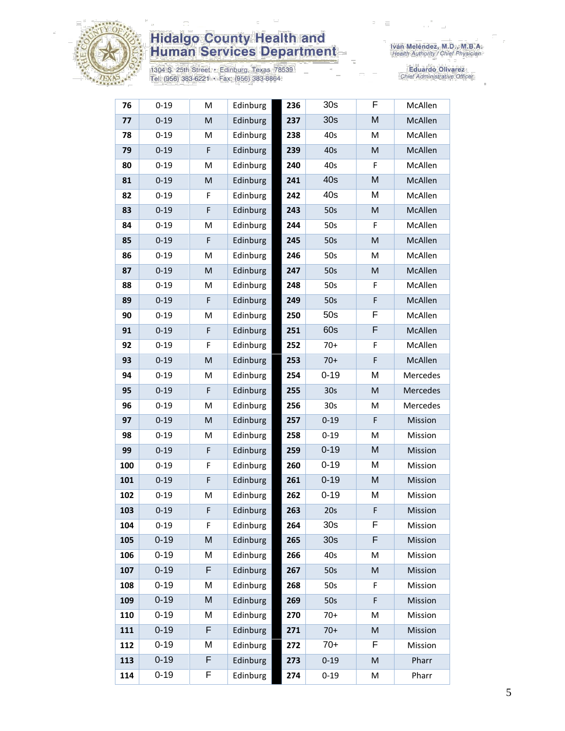| 76 | 0-19 | M | Edinburg | 236 | 30s | F | McAllen |
|---|---|---|---|---|---|---|---|
| 77 | 0-19 | M | Edinburg | 237 | 30s | M | McAllen |
| 78 | 0-19 | M | Edinburg | 238 | 40s | M | McAllen |
| 79 | 0-19 | F | Edinburg | 239 | 40s | M | McAllen |
| 80 | 0-19 | M | Edinburg | 240 | 40s | F | McAllen |
| 81 | 0-19 | M | Edinburg | 241 | 40s | M | McAllen |
| 82 | 0-19 | F | Edinburg | 242 | 40s | M | McAllen |
| 83 | 0-19 | F | Edinburg | 243 | 50s | M | McAllen |
| 84 | 0-19 | M | Edinburg | 244 | 50s | F | McAllen |
| 85 | 0-19 | F | Edinburg | 245 | 50s | M | McAllen |
| 86 | 0-19 | M | Edinburg | 246 | 50s | M | McAllen |
| 87 | 0-19 | M | Edinburg | 247 | 50s | M | McAllen |
| 88 | 0-19 | M | Edinburg | 248 | 50s | F | McAllen |
| 89 | 0-19 | F | Edinburg | 249 | 50s | F | McAllen |
| 90 | 0-19 | M | Edinburg | 250 | 50s | F | McAllen |
| 91 | 0-19 | F | Edinburg | 251 | 60s | F | McAllen |
| 92 | 0-19 | F | Edinburg | 252 | 70+ | F | McAllen |
| 93 | 0-19 | M | Edinburg | 253 | 70+ | F | McAllen |
| 94 | 0-19 | M | Edinburg | 254 | 0-19 | M | Mercedes |
| 95 | 0-19 | F | Edinburg | 255 | 30s | M | Mercedes |
| 96 | 0-19 | M | Edinburg | 256 | 30s | M | Mercedes |
| 97 | 0-19 | M | Edinburg | 257 | 0-19 | F | Mission |
| 98 | 0-19 | M | Edinburg | 258 | 0-19 | M | Mission |
| 99 | 0-19 | F | Edinburg | 259 | 0-19 | M | Mission |
| 100 | 0-19 | F | Edinburg | 260 | 0-19 | M | Mission |
| 101 | 0-19 | F | Edinburg | 261 | 0-19 | M | Mission |
| 102 | 0-19 | M | Edinburg | 262 | 0-19 | M | Mission |
| 103 | 0-19 | F | Edinburg | 263 | 20s | F | Mission |
| 104 | 0-19 | F | Edinburg | 264 | 30s | F | Mission |
| 105 | 0-19 | M | Edinburg | 265 | 30s | F | Mission |
| 106 | 0-19 | M | Edinburg | 266 | 40s | M | Mission |
| 107 | 0-19 | F | Edinburg | 267 | 50s | M | Mission |
| 108 | 0-19 | M | Edinburg | 268 | 50s | F | Mission |
| 109 | 0-19 | M | Edinburg | 269 | 50s | F | Mission |
| 110 | 0-19 | M | Edinburg | 270 | 70+ | M | Mission |
| 111 | 0-19 | F | Edinburg | 271 | 70+ | M | Mission |
| 112 | 0-19 | M | Edinburg | 272 | 70+ | F | Mission |
| 113 | 0-19 | F | Edinburg | 273 | 0-19 | M | Pharr |
| 114 | 0-19 | F | Edinburg | 274 | 0-19 | M | Pharr |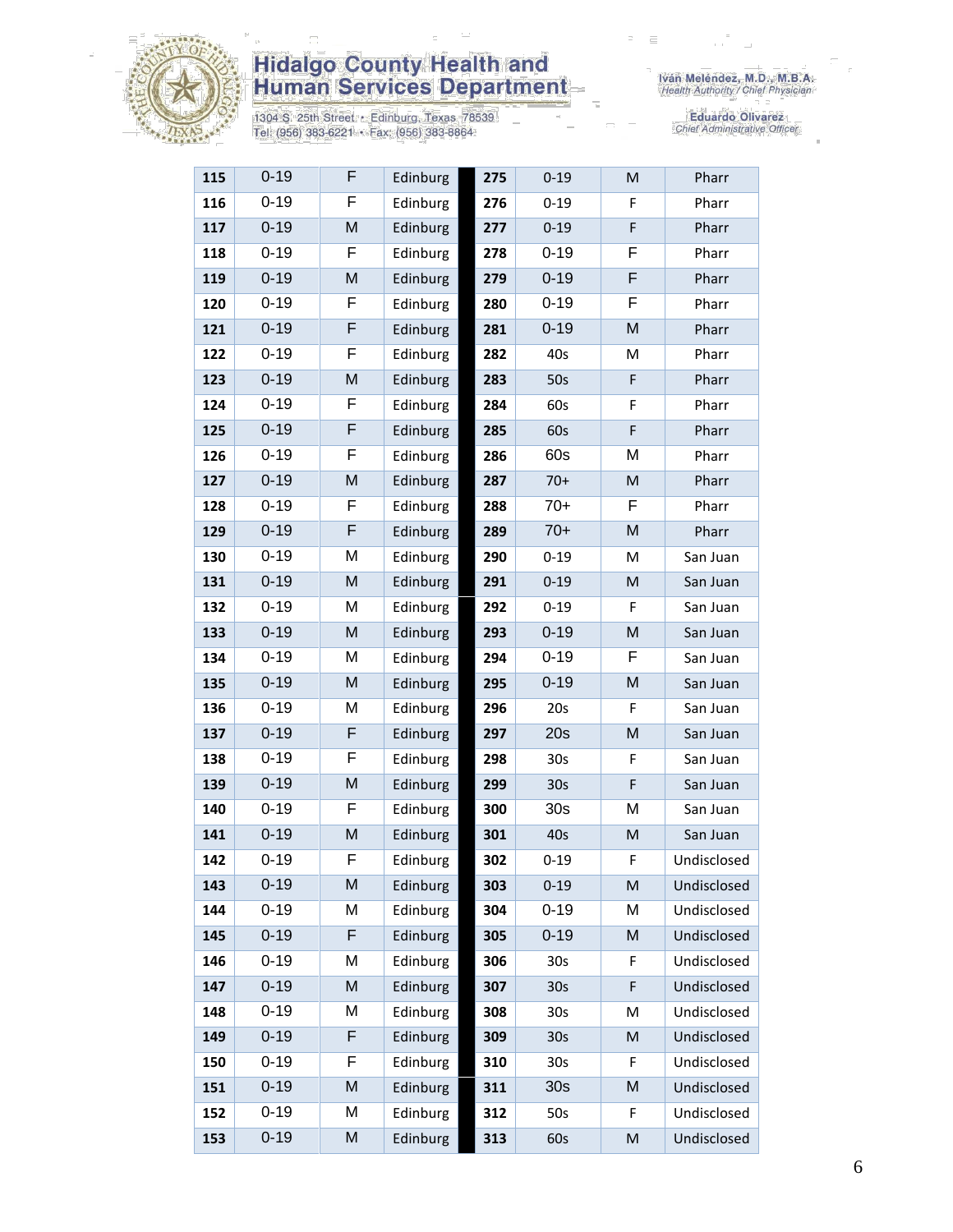| | | | | | | | |
|---|---|---|---|---|---|---|---|
| **115** | 0-19 | F | Edinburg | **275** | 0-19 | M | Pharr |
| **116** | 0-19 | F | Edinburg | **276** | 0-19 | F | Pharr |
| **117** | 0-19 | M | Edinburg | **277** | 0-19 | F | Pharr |
| **118** | 0-19 | F | Edinburg | **278** | 0-19 | F | Pharr |
| **119** | 0-19 | M | Edinburg | **279** | 0-19 | F | Pharr |
| **120** | 0-19 | F | Edinburg | **280** | 0-19 | F | Pharr |
| **121** | 0-19 | F | Edinburg | **281** | 0-19 | M | Pharr |
| **122** | 0-19 | F | Edinburg | **282** | 40s | M | Pharr |
| **123** | 0-19 | M | Edinburg | **283** | 50s | F | Pharr |
| **124** | 0-19 | F | Edinburg | **284** | 60s | F | Pharr |
| **125** | 0-19 | F | Edinburg | **285** | 60s | F | Pharr |
| **126** | 0-19 | F | Edinburg | **286** | 60s | M | Pharr |
| **127** | 0-19 | M | Edinburg | **287** | 70+ | M | Pharr |
| **128** | 0-19 | F | Edinburg | **288** | 70+ | F | Pharr |
| **129** | 0-19 | F | Edinburg | **289** | 70+ | M | Pharr |
| **130** | 0-19 | M | Edinburg | **290** | 0-19 | M | San Juan |
| **131** | 0-19 | M | Edinburg | **291** | 0-19 | M | San Juan |
| **132** | 0-19 | M | Edinburg | **292** | 0-19 | F | San Juan |
| **133** | 0-19 | M | Edinburg | **293** | 0-19 | M | San Juan |
| **134** | 0-19 | M | Edinburg | **294** | 0-19 | F | San Juan |
| **135** | 0-19 | M | Edinburg | **295** | 0-19 | M | San Juan |
| **136** | 0-19 | M | Edinburg | **296** | 20s | F | San Juan |
| **137** | 0-19 | F | Edinburg | **297** | 20s | M | San Juan |
| **138** | 0-19 | F | Edinburg | **298** | 30s | F | San Juan |
| **139** | 0-19 | M | Edinburg | **299** | 30s | F | San Juan |
| **140** | 0-19 | F | Edinburg | **300** | 30s | M | San Juan |
| **141** | 0-19 | M | Edinburg | **301** | 40s | M | San Juan |
| **142** | 0-19 | F | Edinburg | **302** | 0-19 | F | Undisclosed |
| **143** | 0-19 | M | Edinburg | **303** | 0-19 | M | Undisclosed |
| **144** | 0-19 | M | Edinburg | **304** | 0-19 | M | Undisclosed |
| **145** | 0-19 | F | Edinburg | **305** | 0-19 | M | Undisclosed |
| **146** | 0-19 | M | Edinburg | **306** | 30s | F | Undisclosed |
| **147** | 0-19 | M | Edinburg | **307** | 30s | F | Undisclosed |
| **148** | 0-19 | M | Edinburg | **308** | 30s | M | Undisclosed |
| **149** | 0-19 | F | Edinburg | **309** | 30s | M | Undisclosed |
| **150** | 0-19 | F | Edinburg | **310** | 30s | F | Undisclosed |
| **151** | 0-19 | M | Edinburg | **311** | 30s | M | Undisclosed |
| **152** | 0-19 | M | Edinburg | **312** | 50s | F | Undisclosed |
| **153** | 0-19 | M | Edinburg | **313** | 60s | M | Undisclosed |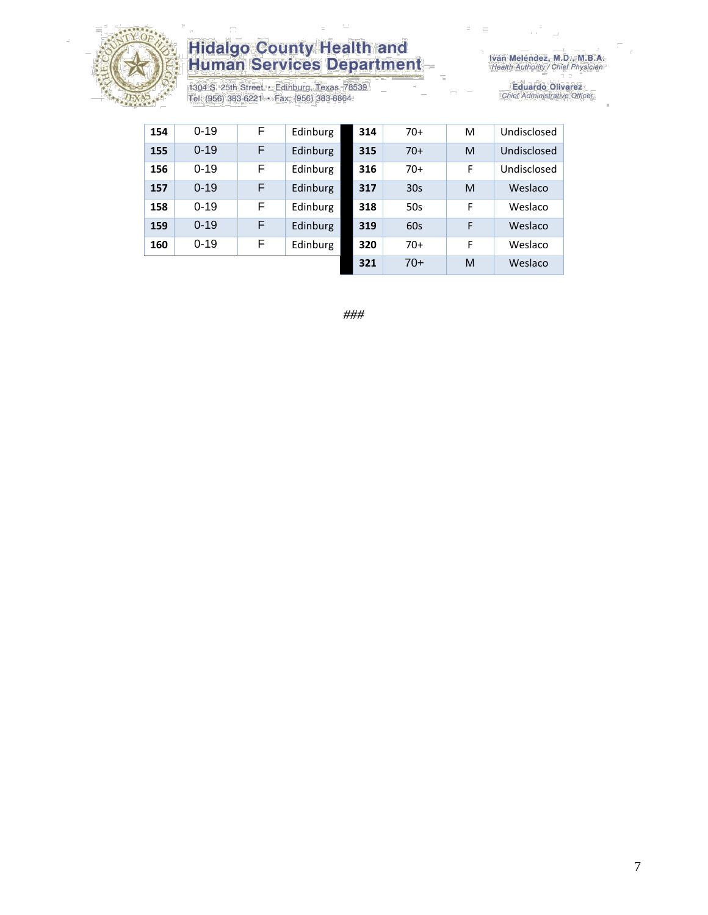| | | | | | | | |
|---|---|---|---|---|---|---|---|
| **154** | 0-19 | F | Edinburg | **314** | 70+ | M | Undisclosed |
| **155** | 0-19 | F | Edinburg | **315** | 70+ | M | Undisclosed |
| **156** | 0-19 | F | Edinburg | **316** | 70+ | F | Undisclosed |
| **157** | 0-19 | F | Edinburg | **317** | 30s | M | Weslaco |
| **158** | 0-19 | F | Edinburg | **318** | 50s | F | Weslaco |
| **159** | 0-19 | F | Edinburg | **319** | 60s | F | Weslaco |
| **160** | 0-19 | F | Edinburg | **320** | 70+ | F | Weslaco |
| | | | | **321** | 70+ | M | Weslaco |

*###*